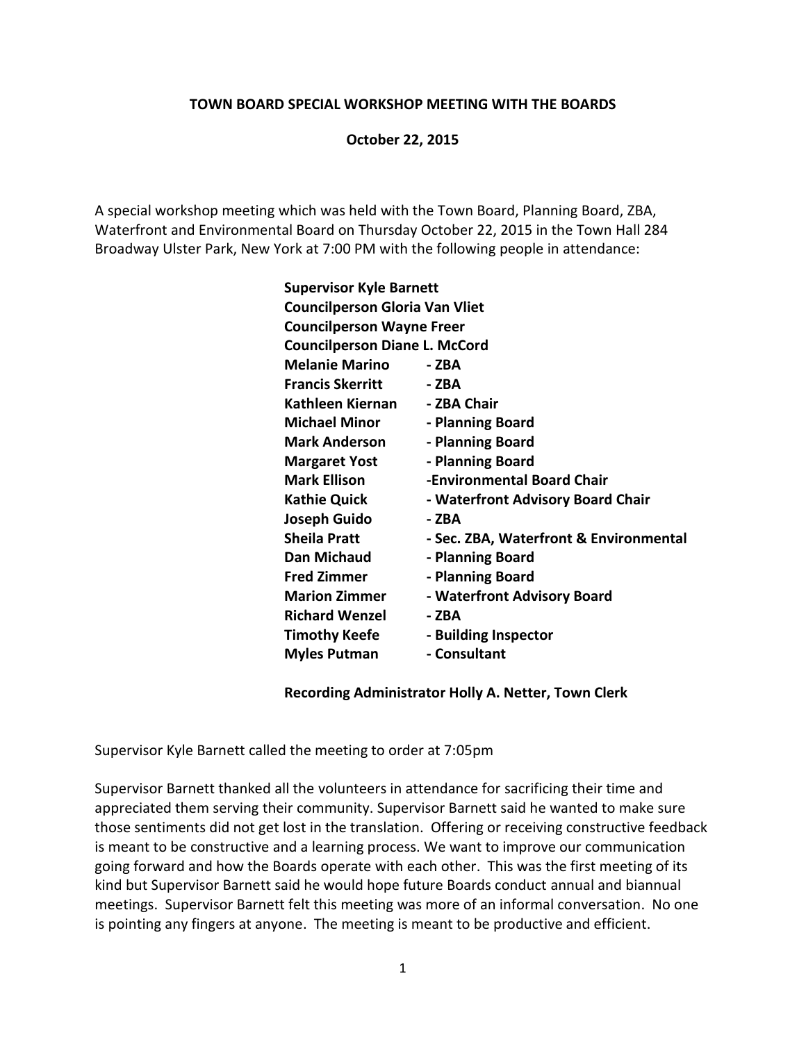**TOWN BOARD SPECIAL WORKSHOP MEETING WITH THE BOARDS**

**October 22, 2015**

A special workshop meeting which was held with the Town Board, Planning Board, ZBA, Waterfront and Environmental Board on Thursday October 22, 2015 in the Town Hall 284 Broadway Ulster Park, New York at 7:00 PM with the following people in attendance:

**Supervisor Kyle Barnett**
**Councilperson Gloria Van Vliet**
**Councilperson Wayne Freer**
**Councilperson Diane L. McCord**
**Melanie Marino - ZBA**
**Francis Skerritt - ZBA**
**Kathleen Kiernan - ZBA Chair**
**Michael Minor - Planning Board**
**Mark Anderson - Planning Board**
**Margaret Yost - Planning Board**
**Mark Ellison -Environmental Board Chair**
**Kathie Quick - Waterfront Advisory Board Chair**
**Joseph Guido - ZBA**
**Sheila Pratt - Sec. ZBA, Waterfront & Environmental**
**Dan Michaud - Planning Board**
**Fred Zimmer - Planning Board**
**Marion Zimmer - Waterfront Advisory Board**
**Richard Wenzel - ZBA**
**Timothy Keefe - Building Inspector**
**Myles Putman - Consultant**

**Recording Administrator Holly A. Netter, Town Clerk**

Supervisor Kyle Barnett called the meeting to order at 7:05pm

Supervisor Barnett thanked all the volunteers in attendance for sacrificing their time and appreciated them serving their community. Supervisor Barnett said he wanted to make sure those sentiments did not get lost in the translation. Offering or receiving constructive feedback is meant to be constructive and a learning process. We want to improve our communication going forward and how the Boards operate with each other. This was the first meeting of its kind but Supervisor Barnett said he would hope future Boards conduct annual and biannual meetings. Supervisor Barnett felt this meeting was more of an informal conversation. No one is pointing any fingers at anyone. The meeting is meant to be productive and efficient.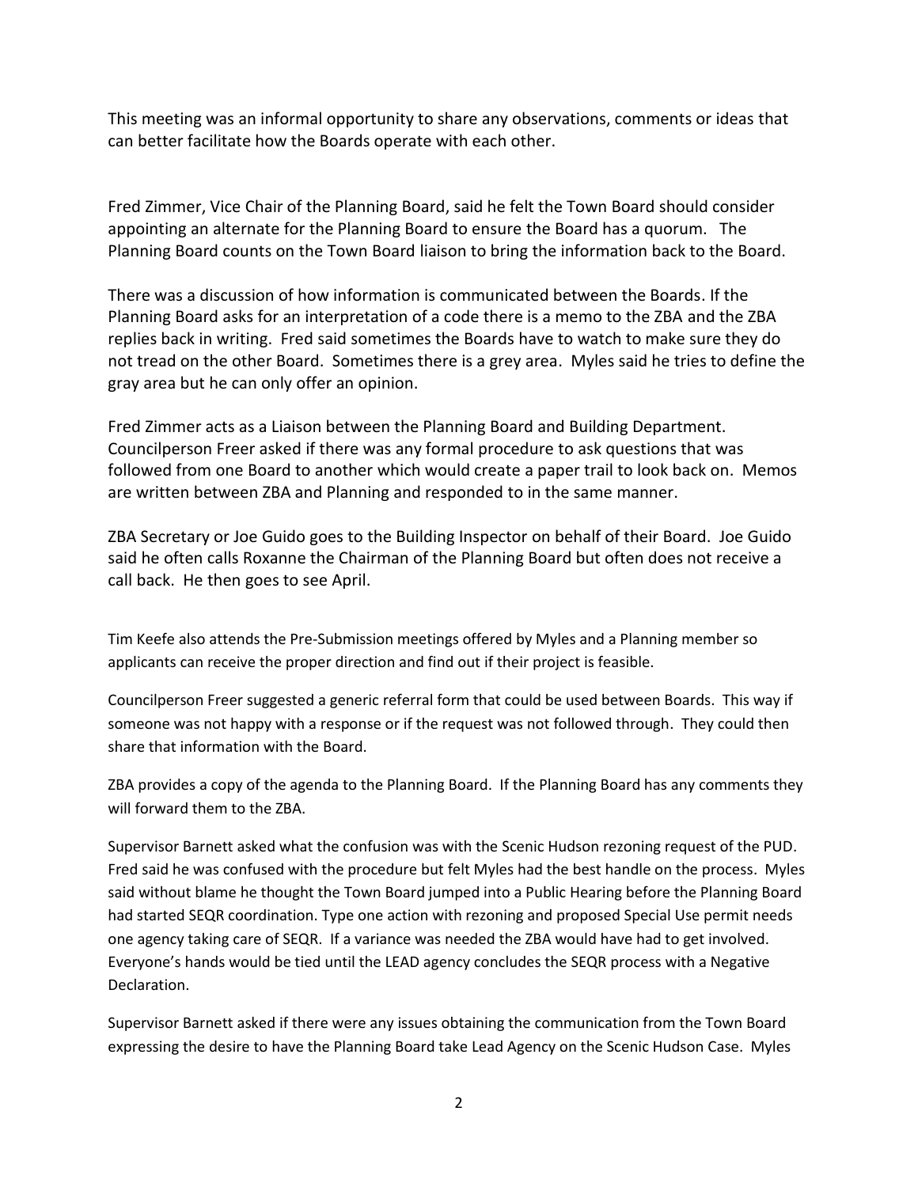This meeting was an informal opportunity to share any observations, comments or ideas that can better facilitate how the Boards operate with each other.

Fred Zimmer, Vice Chair of the Planning Board, said he felt the Town Board should consider appointing an alternate for the Planning Board to ensure the Board has a quorum. The Planning Board counts on the Town Board liaison to bring the information back to the Board.

There was a discussion of how information is communicated between the Boards. If the Planning Board asks for an interpretation of a code there is a memo to the ZBA and the ZBA replies back in writing. Fred said sometimes the Boards have to watch to make sure they do not tread on the other Board. Sometimes there is a grey area. Myles said he tries to define the gray area but he can only offer an opinion.

Fred Zimmer acts as a Liaison between the Planning Board and Building Department. Councilperson Freer asked if there was any formal procedure to ask questions that was followed from one Board to another which would create a paper trail to look back on. Memos are written between ZBA and Planning and responded to in the same manner.

ZBA Secretary or Joe Guido goes to the Building Inspector on behalf of their Board. Joe Guido said he often calls Roxanne the Chairman of the Planning Board but often does not receive a call back. He then goes to see April.

Tim Keefe also attends the Pre-Submission meetings offered by Myles and a Planning member so applicants can receive the proper direction and find out if their project is feasible.

Councilperson Freer suggested a generic referral form that could be used between Boards. This way if someone was not happy with a response or if the request was not followed through. They could then share that information with the Board.

ZBA provides a copy of the agenda to the Planning Board. If the Planning Board has any comments they will forward them to the ZBA.

Supervisor Barnett asked what the confusion was with the Scenic Hudson rezoning request of the PUD. Fred said he was confused with the procedure but felt Myles had the best handle on the process. Myles said without blame he thought the Town Board jumped into a Public Hearing before the Planning Board had started SEQR coordination. Type one action with rezoning and proposed Special Use permit needs one agency taking care of SEQR. If a variance was needed the ZBA would have had to get involved. Everyone's hands would be tied until the LEAD agency concludes the SEQR process with a Negative Declaration.

Supervisor Barnett asked if there were any issues obtaining the communication from the Town Board expressing the desire to have the Planning Board take Lead Agency on the Scenic Hudson Case. Myles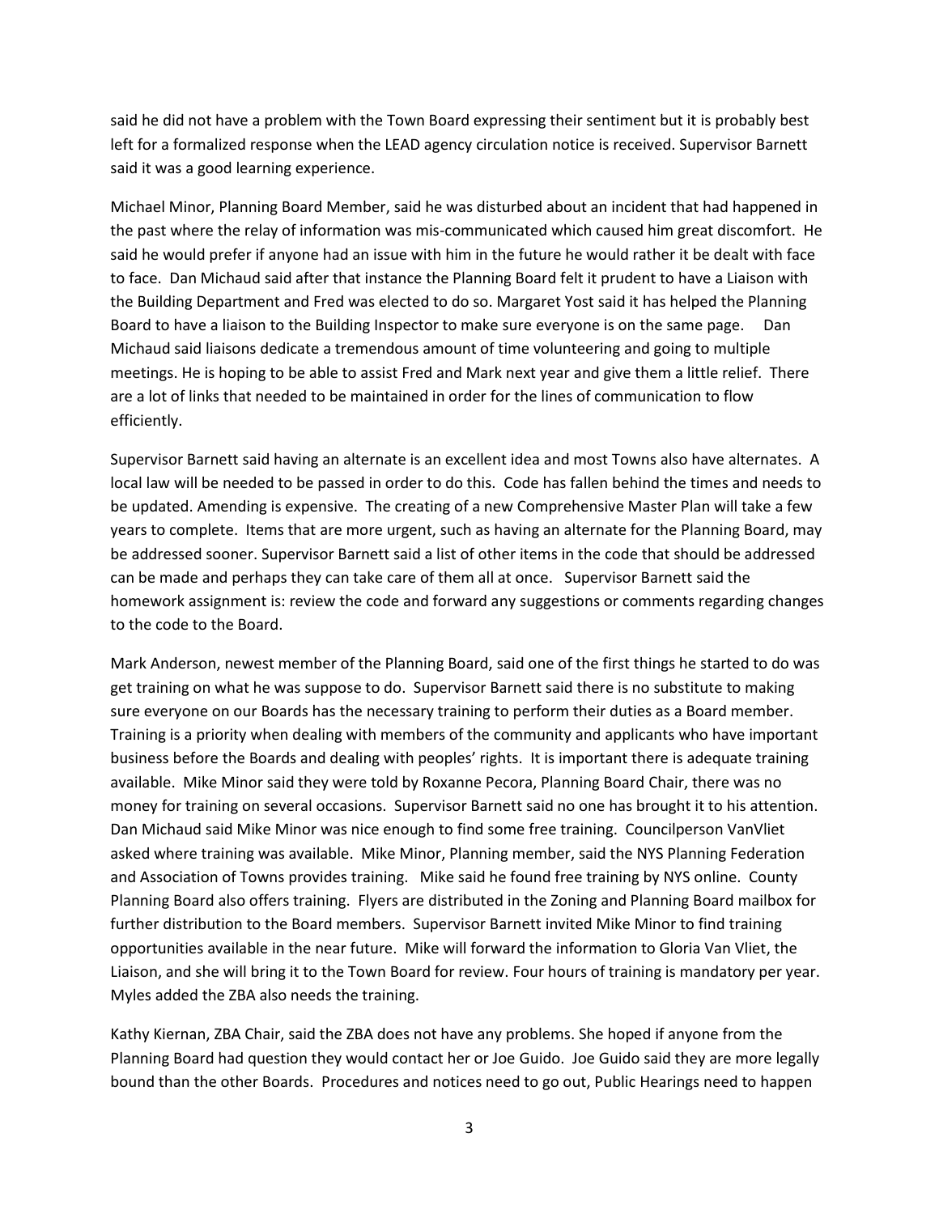said he did not have a problem with the Town Board expressing their sentiment but it is probably best left for a formalized response when the LEAD agency circulation notice is received. Supervisor Barnett said it was a good learning experience.

Michael Minor, Planning Board Member, said he was disturbed about an incident that had happened in the past where the relay of information was mis-communicated which caused him great discomfort. He said he would prefer if anyone had an issue with him in the future he would rather it be dealt with face to face. Dan Michaud said after that instance the Planning Board felt it prudent to have a Liaison with the Building Department and Fred was elected to do so. Margaret Yost said it has helped the Planning Board to have a liaison to the Building Inspector to make sure everyone is on the same page. Dan Michaud said liaisons dedicate a tremendous amount of time volunteering and going to multiple meetings. He is hoping to be able to assist Fred and Mark next year and give them a little relief. There are a lot of links that needed to be maintained in order for the lines of communication to flow efficiently.

Supervisor Barnett said having an alternate is an excellent idea and most Towns also have alternates. A local law will be needed to be passed in order to do this. Code has fallen behind the times and needs to be updated. Amending is expensive. The creating of a new Comprehensive Master Plan will take a few years to complete. Items that are more urgent, such as having an alternate for the Planning Board, may be addressed sooner. Supervisor Barnett said a list of other items in the code that should be addressed can be made and perhaps they can take care of them all at once. Supervisor Barnett said the homework assignment is: review the code and forward any suggestions or comments regarding changes to the code to the Board.

Mark Anderson, newest member of the Planning Board, said one of the first things he started to do was get training on what he was suppose to do. Supervisor Barnett said there is no substitute to making sure everyone on our Boards has the necessary training to perform their duties as a Board member. Training is a priority when dealing with members of the community and applicants who have important business before the Boards and dealing with peoples' rights. It is important there is adequate training available. Mike Minor said they were told by Roxanne Pecora, Planning Board Chair, there was no money for training on several occasions. Supervisor Barnett said no one has brought it to his attention. Dan Michaud said Mike Minor was nice enough to find some free training. Councilperson VanVliet asked where training was available. Mike Minor, Planning member, said the NYS Planning Federation and Association of Towns provides training. Mike said he found free training by NYS online. County Planning Board also offers training. Flyers are distributed in the Zoning and Planning Board mailbox for further distribution to the Board members. Supervisor Barnett invited Mike Minor to find training opportunities available in the near future. Mike will forward the information to Gloria Van Vliet, the Liaison, and she will bring it to the Town Board for review. Four hours of training is mandatory per year. Myles added the ZBA also needs the training.

Kathy Kiernan, ZBA Chair, said the ZBA does not have any problems. She hoped if anyone from the Planning Board had question they would contact her or Joe Guido. Joe Guido said they are more legally bound than the other Boards. Procedures and notices need to go out, Public Hearings need to happen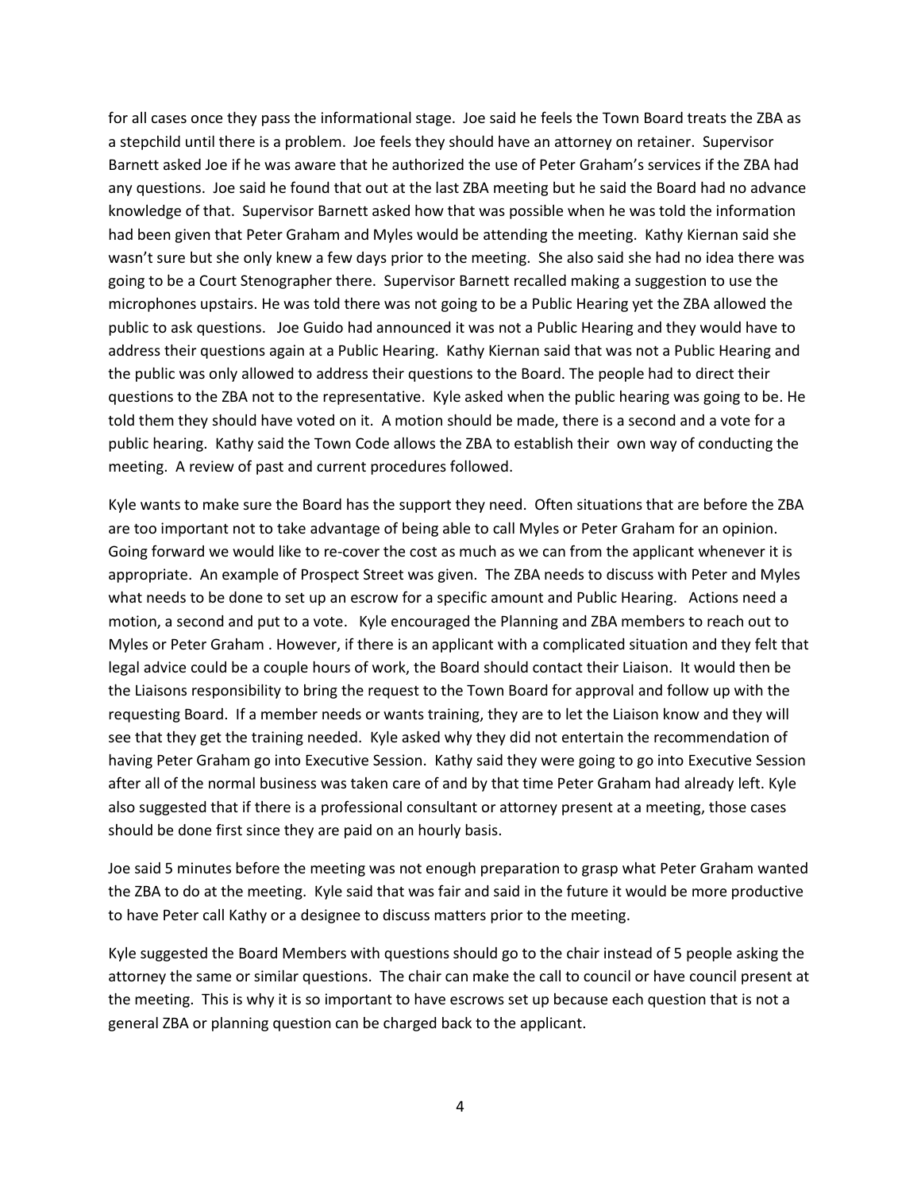for all cases once they pass the informational stage. Joe said he feels the Town Board treats the ZBA as a stepchild until there is a problem. Joe feels they should have an attorney on retainer. Supervisor Barnett asked Joe if he was aware that he authorized the use of Peter Graham's services if the ZBA had any questions. Joe said he found that out at the last ZBA meeting but he said the Board had no advance knowledge of that. Supervisor Barnett asked how that was possible when he was told the information had been given that Peter Graham and Myles would be attending the meeting. Kathy Kiernan said she wasn't sure but she only knew a few days prior to the meeting. She also said she had no idea there was going to be a Court Stenographer there. Supervisor Barnett recalled making a suggestion to use the microphones upstairs. He was told there was not going to be a Public Hearing yet the ZBA allowed the public to ask questions. Joe Guido had announced it was not a Public Hearing and they would have to address their questions again at a Public Hearing. Kathy Kiernan said that was not a Public Hearing and the public was only allowed to address their questions to the Board. The people had to direct their questions to the ZBA not to the representative. Kyle asked when the public hearing was going to be. He told them they should have voted on it. A motion should be made, there is a second and a vote for a public hearing. Kathy said the Town Code allows the ZBA to establish their own way of conducting the meeting. A review of past and current procedures followed.

Kyle wants to make sure the Board has the support they need. Often situations that are before the ZBA are too important not to take advantage of being able to call Myles or Peter Graham for an opinion. Going forward we would like to re-cover the cost as much as we can from the applicant whenever it is appropriate. An example of Prospect Street was given. The ZBA needs to discuss with Peter and Myles what needs to be done to set up an escrow for a specific amount and Public Hearing. Actions need a motion, a second and put to a vote. Kyle encouraged the Planning and ZBA members to reach out to Myles or Peter Graham . However, if there is an applicant with a complicated situation and they felt that legal advice could be a couple hours of work, the Board should contact their Liaison. It would then be the Liaisons responsibility to bring the request to the Town Board for approval and follow up with the requesting Board. If a member needs or wants training, they are to let the Liaison know and they will see that they get the training needed. Kyle asked why they did not entertain the recommendation of having Peter Graham go into Executive Session. Kathy said they were going to go into Executive Session after all of the normal business was taken care of and by that time Peter Graham had already left. Kyle also suggested that if there is a professional consultant or attorney present at a meeting, those cases should be done first since they are paid on an hourly basis.

Joe said 5 minutes before the meeting was not enough preparation to grasp what Peter Graham wanted the ZBA to do at the meeting. Kyle said that was fair and said in the future it would be more productive to have Peter call Kathy or a designee to discuss matters prior to the meeting.

Kyle suggested the Board Members with questions should go to the chair instead of 5 people asking the attorney the same or similar questions. The chair can make the call to council or have council present at the meeting. This is why it is so important to have escrows set up because each question that is not a general ZBA or planning question can be charged back to the applicant.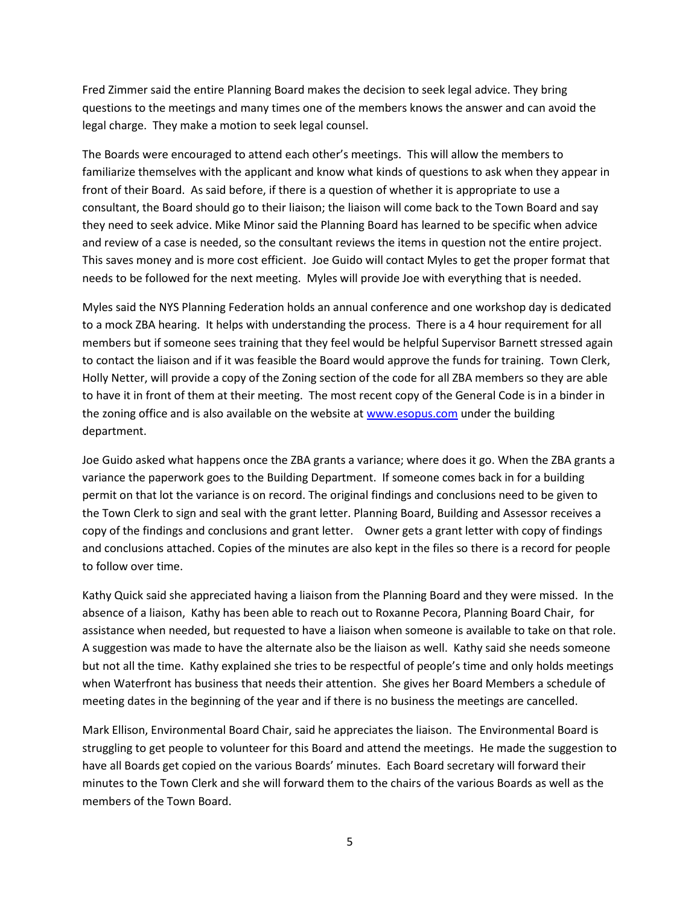Fred Zimmer said the entire Planning Board makes the decision to seek legal advice. They bring questions to the meetings and many times one of the members knows the answer and can avoid the legal charge. They make a motion to seek legal counsel.

The Boards were encouraged to attend each other's meetings. This will allow the members to familiarize themselves with the applicant and know what kinds of questions to ask when they appear in front of their Board. As said before, if there is a question of whether it is appropriate to use a consultant, the Board should go to their liaison; the liaison will come back to the Town Board and say they need to seek advice. Mike Minor said the Planning Board has learned to be specific when advice and review of a case is needed, so the consultant reviews the items in question not the entire project. This saves money and is more cost efficient. Joe Guido will contact Myles to get the proper format that needs to be followed for the next meeting. Myles will provide Joe with everything that is needed.

Myles said the NYS Planning Federation holds an annual conference and one workshop day is dedicated to a mock ZBA hearing. It helps with understanding the process. There is a 4 hour requirement for all members but if someone sees training that they feel would be helpful Supervisor Barnett stressed again to contact the liaison and if it was feasible the Board would approve the funds for training. Town Clerk, Holly Netter, will provide a copy of the Zoning section of the code for all ZBA members so they are able to have it in front of them at their meeting. The most recent copy of the General Code is in a binder in the zoning office and is also available on the website at www.esopus.com under the building department.

Joe Guido asked what happens once the ZBA grants a variance; where does it go. When the ZBA grants a variance the paperwork goes to the Building Department. If someone comes back in for a building permit on that lot the variance is on record. The original findings and conclusions need to be given to the Town Clerk to sign and seal with the grant letter. Planning Board, Building and Assessor receives a copy of the findings and conclusions and grant letter. Owner gets a grant letter with copy of findings and conclusions attached. Copies of the minutes are also kept in the files so there is a record for people to follow over time.

Kathy Quick said she appreciated having a liaison from the Planning Board and they were missed. In the absence of a liaison, Kathy has been able to reach out to Roxanne Pecora, Planning Board Chair, for assistance when needed, but requested to have a liaison when someone is available to take on that role. A suggestion was made to have the alternate also be the liaison as well. Kathy said she needs someone but not all the time. Kathy explained she tries to be respectful of people's time and only holds meetings when Waterfront has business that needs their attention. She gives her Board Members a schedule of meeting dates in the beginning of the year and if there is no business the meetings are cancelled.

Mark Ellison, Environmental Board Chair, said he appreciates the liaison. The Environmental Board is struggling to get people to volunteer for this Board and attend the meetings. He made the suggestion to have all Boards get copied on the various Boards' minutes. Each Board secretary will forward their minutes to the Town Clerk and she will forward them to the chairs of the various Boards as well as the members of the Town Board.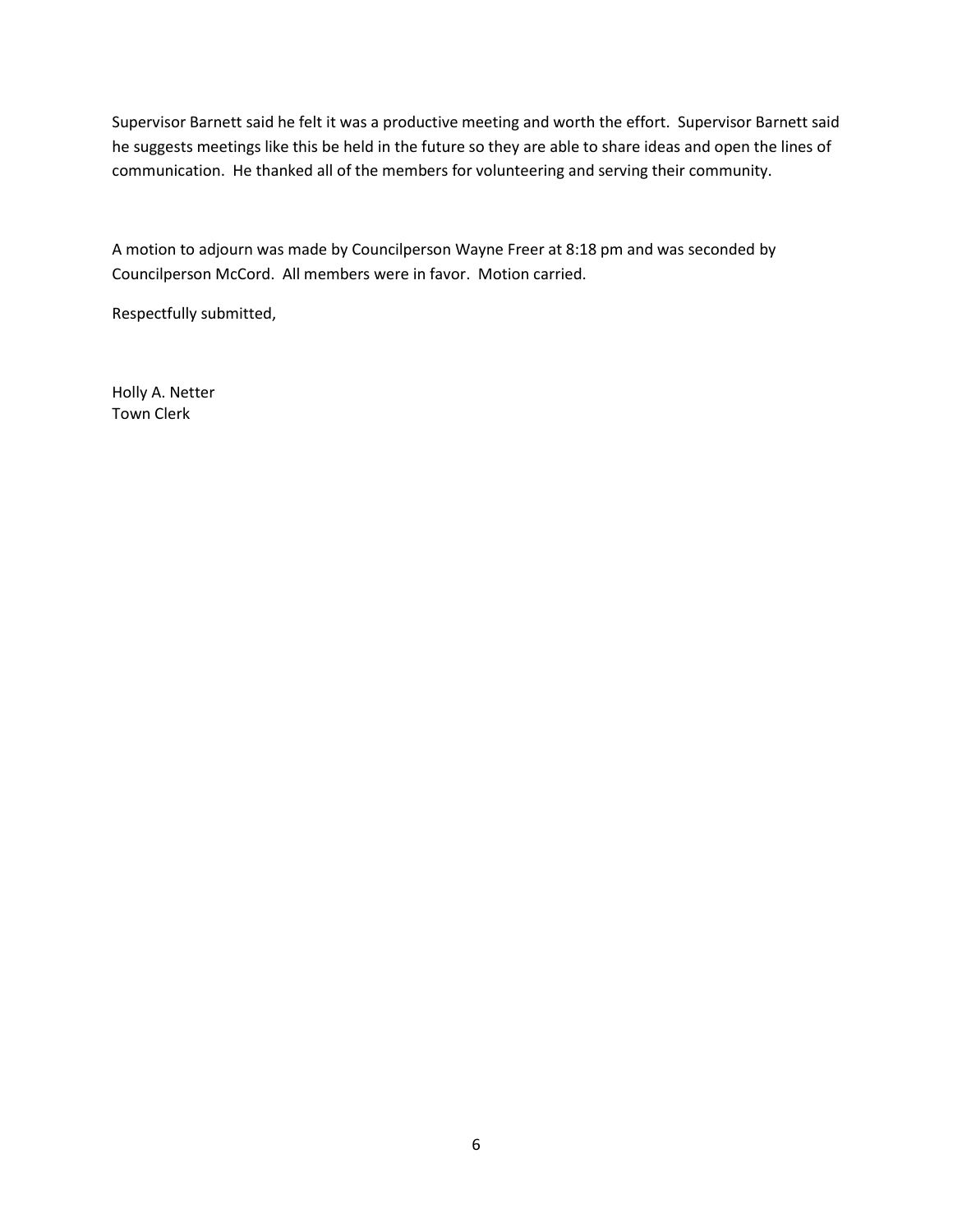Supervisor Barnett said he felt it was a productive meeting and worth the effort. Supervisor Barnett said he suggests meetings like this be held in the future so they are able to share ideas and open the lines of communication. He thanked all of the members for volunteering and serving their community.

A motion to adjourn was made by Councilperson Wayne Freer at 8:18 pm and was seconded by Councilperson McCord. All members were in favor. Motion carried.

Respectfully submitted,

Holly A. Netter
Town Clerk